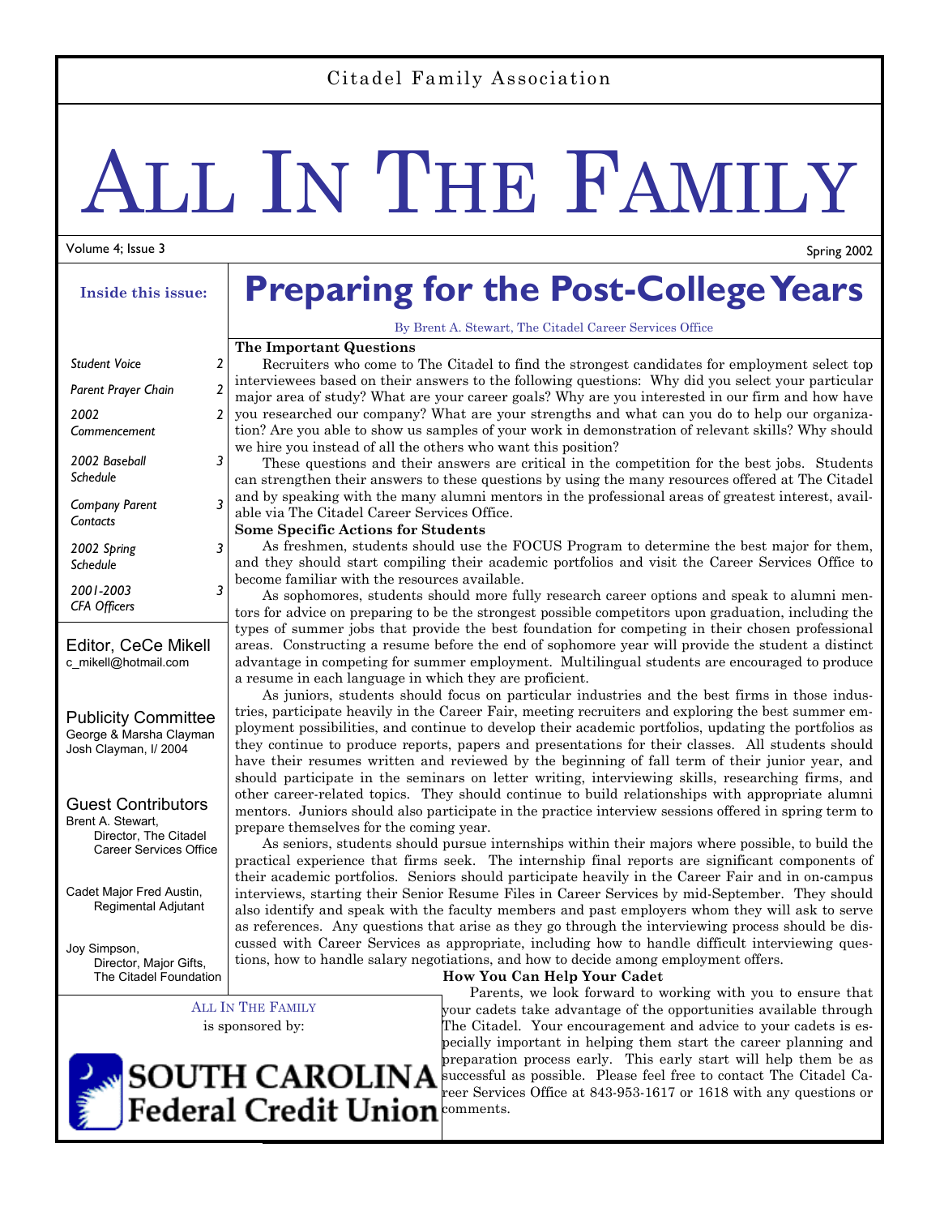Citadel Family Association

# ALL IN THE FAMILY

Volume 4; Issue 3

Spring 2002

# Preparing for the Post-College Years

By Brent A. Stewart, The Citadel Career Services Office

**The Important Questions**

Recruiters who come to The Citadel to find the strongest candidates for employment select top interviewees based on their answers to the following questions: Why did you select your particular major area of study? What are your career goals? Why are you interested in our firm and how have you researched our company? What are your strengths and what can you do to help our organization? Are you able to show us samples of your work in demonstration of relevant skills? Why should we hire you instead of all the others who want this position?

These questions and their answers are critical in the competition for the best jobs. Students can strengthen their answers to these questions by using the many resources offered at The Citadel and by speaking with the many alumni mentors in the professional areas of greatest interest, available via The Citadel Career Services Office.

**Some Specific Actions for Students**

As freshmen, students should use the FOCUS Program to determine the best major for them, and they should start compiling their academic portfolios and visit the Career Services Office to become familiar with the resources available.

As sophomores, students should more fully research career options and speak to alumni mentors for advice on preparing to be the strongest possible competitors upon graduation, including the types of summer jobs that provide the best foundation for competing in their chosen professional areas. Constructing a resume before the end of sophomore year will provide the student a distinct advantage in competing for summer employment. Multilingual students are encouraged to produce a resume in each language in which they are proficient.

As juniors, students should focus on particular industries and the best firms in those industries, participate heavily in the Career Fair, meeting recruiters and exploring the best summer employment possibilities, and continue to develop their academic portfolios, updating the portfolios as they continue to produce reports, papers and presentations for their classes. All students should have their resumes written and reviewed by the beginning of fall term of their junior year, and should participate in the seminars on letter writing, interviewing skills, researching firms, and other career-related topics. They should continue to build relationships with appropriate alumni mentors. Juniors should also participate in the practice interview sessions offered in spring term to prepare themselves for the coming year.

As seniors, students should pursue internships within their majors where possible, to build the practical experience that firms seek. The internship final reports are significant components of their academic portfolios. Seniors should participate heavily in the Career Fair and in on-campus interviews, starting their Senior Resume Files in Career Services by mid-September. They should also identify and speak with the faculty members and past employers whom they will ask to serve as references. Any questions that arise as they go through the interviewing process should be discussed with Career Services as appropriate, including how to handle difficult interviewing questions, how to handle salary negotiations, and how to decide among employment offers.

**How You Can Help Your Cadet**

Parents, we look forward to working with you to ensure that your cadets take advantage of the opportunities available through The Citadel. Your encouragement and advice to your cadets is especially important in helping them start the career planning and preparation process early. This early start will help them be as successful as possible. Please feel free to contact The Citadel Career Services Office at 843-953-1617 or 1618 with any questions or comments.

---

**Inside this issue:**

| | |
|---|---|
| *Student Voice* | *2* |
| *Parent Prayer Chain* | *2* |
| *2002 Commencement* | *2* |
| *2002 Baseball Schedule* | *3* |
| *Company Parent Contacts* | *3* |
| *2002 Spring Schedule* | *3* |
| *2001-2003 CFA Officers* | *3* |

Editor, CeCe Mikell
c_mikell@hotmail.com

Publicity Committee
George & Marsha Clayman
Josh Clayman, I/ 2004

Guest Contributors
Brent A. Stewart,
Director, The Citadel Career Services Office

Cadet Major Fred Austin,
Regimental Adjutant

Joy Simpson,
Director, Major Gifts,
The Citadel Foundation

ALL IN THE FAMILY
is sponsored by:

SOUTH CAROLINA
Federal Credit Union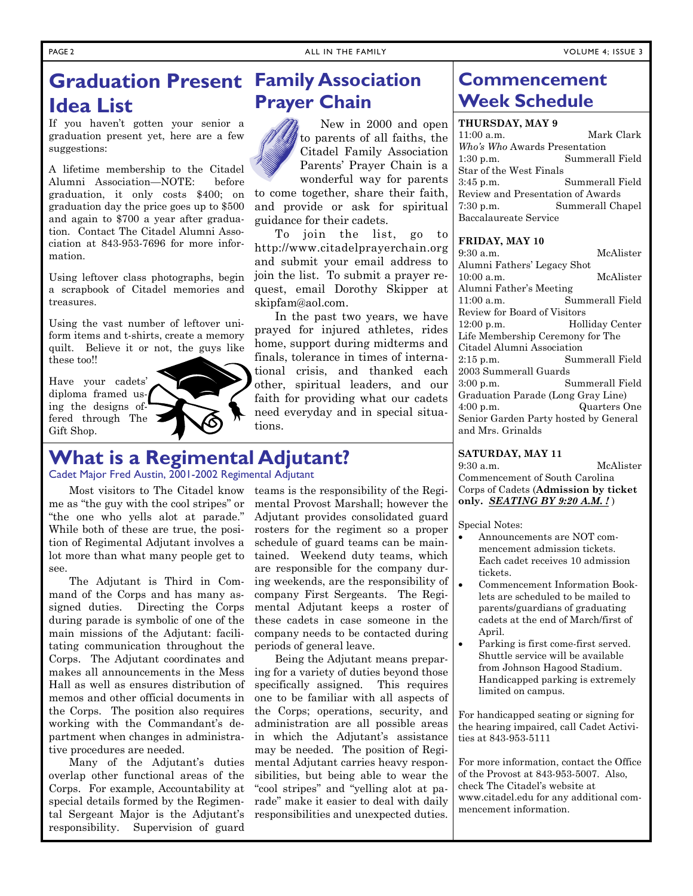# Graduation Present Idea List

If you haven't gotten your senior a graduation present yet, here are a few suggestions:

A lifetime membership to the Citadel Alumni Association—NOTE: before graduation, it only costs $400; on graduation day the price goes up to $500 and again to $700 a year after graduation. Contact The Citadel Alumni Association at 843-953-7696 for more information.

Using leftover class photographs, begin a scrapbook of Citadel memories and treasures.

Using the vast number of leftover uniform items and t-shirts, create a memory quilt. Believe it or not, the guys like these too!!

Have your cadets' diploma framed using the designs offered through The Gift Shop.

# Family Association Prayer Chain

New in 2000 and open to parents of all faiths, the Citadel Family Association Parents' Prayer Chain is a wonderful way for parents to come together, share their faith, and provide or ask for spiritual guidance for their cadets.

To join the list, go to http://www.citadelprayerchain.org and submit your email address to join the list. To submit a prayer request, email Dorothy Skipper at skipfam@aol.com.

In the past two years, we have prayed for injured athletes, rides home, support during midterms and finals, tolerance in times of international crisis, and thanked each other, spiritual leaders, and our faith for providing what our cadets need everyday and in special situations.

# What is a Regimental Adjutant?

Cadet Major Fred Austin, 2001-2002 Regimental Adjutant

Most visitors to The Citadel know me as "the guy with the cool stripes" or "the one who yells alot at parade." While both of these are true, the position of Regimental Adjutant involves a lot more than what many people get to see.

The Adjutant is Third in Command of the Corps and has many assigned duties. Directing the Corps during parade is symbolic of one of the main missions of the Adjutant: facilitating communication throughout the Corps. The Adjutant coordinates and makes all announcements in the Mess Hall as well as ensures distribution of memos and other official documents in the Corps. The position also requires working with the Commandant's department when changes in administrative procedures are needed.

Many of the Adjutant's duties overlap other functional areas of the Corps. For example, Accountability at special details formed by the Regimental Sergeant Major is the Adjutant's responsibility. Supervision of guard teams is the responsibility of the Regimental Provost Marshall; however the Adjutant provides consolidated guard rosters for the regiment so a proper schedule of guard teams can be maintained. Weekend duty teams, which are responsible for the company during weekends, are the responsibility of company First Sergeants. The Regimental Adjutant keeps a roster of these cadets in case someone in the company needs to be contacted during periods of general leave.

Being the Adjutant means preparing for a variety of duties beyond those specifically assigned. This requires one to be familiar with all aspects of the Corps; operations, security, and administration are all possible areas in which the Adjutant's assistance may be needed. The position of Regimental Adjutant carries heavy responsibilities, but being able to wear the "cool stripes" and "yelling alot at parade" make it easier to deal with daily responsibilities and unexpected duties.

# Commencement Week Schedule

**THURSDAY, MAY 9**

11:00 a.m. — Mark Clark
*Who's Who* Awards Presentation

1:30 p.m. — Summerall Field
Star of the West Finals

3:45 p.m. — Summerall Field
Review and Presentation of Awards

7:30 p.m. — Summerall Chapel
Baccalaureate Service

**FRIDAY, MAY 10**

9:30 a.m. — McAlister
Alumni Fathers' Legacy Shot

10:00 a.m. — McAlister
Alumni Father's Meeting

11:00 a.m. — Summerall Field
Review for Board of Visitors

12:00 p.m. — Holliday Center
Life Membership Ceremony for The Citadel Alumni Association

2:15 p.m. — Summerall Field
2003 Summerall Guards

3:00 p.m. — Summerall Field
Graduation Parade (Long Gray Line)

4:00 p.m. — Quarters One
Senior Garden Party hosted by General and Mrs. Grinalds

**SATURDAY, MAY 11**

9:30 a.m. — McAlister
Commencement of South Carolina Corps of Cadets (**Admission by ticket only. *SEATING BY 9:20 A.M. !*** )

Special Notes:

- Announcements are NOT commencement admission tickets. Each cadet receives 10 admission tickets.
- Commencement Information Booklets are scheduled to be mailed to parents/guardians of graduating cadets at the end of March/first of April.
- Parking is first come-first served. Shuttle service will be available from Johnson Hagood Stadium. Handicapped parking is extremely limited on campus.

For handicapped seating or signing for the hearing impaired, call Cadet Activities at 843-953-5111

For more information, contact the Office of the Provost at 843-953-5007. Also, check The Citadel's website at www.citadel.edu for any additional commencement information.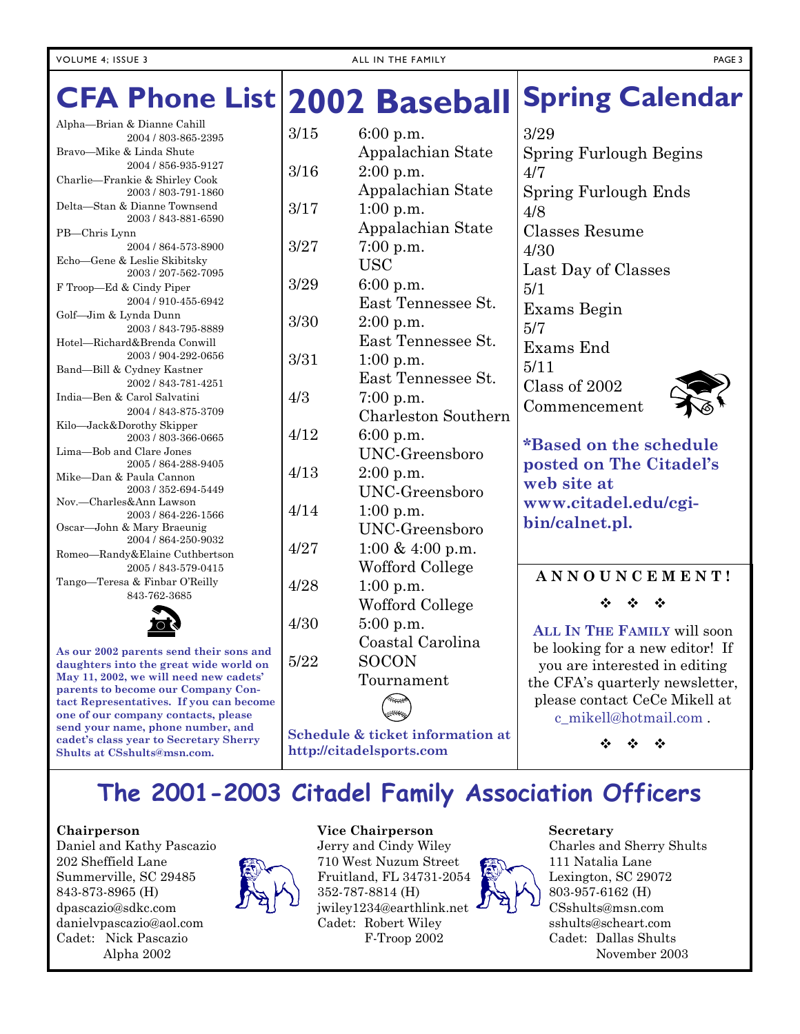# CFA Phone List

Alpha—Brian & Dianne Cahill
2004 / 803-865-2395

Bravo—Mike & Linda Shute
2004 / 856-935-9127

Charlie—Frankie & Shirley Cook
2003 / 803-791-1860

Delta—Stan & Dianne Townsend
2003 / 843-881-6590

PB—Chris Lynn
2004 / 864-573-8900

Echo—Gene & Leslie Skibitsky
2003 / 207-562-7095

F Troop—Ed & Cindy Piper
2004 / 910-455-6942

Golf—Jim & Lynda Dunn
2003 / 843-795-8889

Hotel—Richard&Brenda Conwill
2003 / 904-292-0656

Band—Bill & Cydney Kastner
2002 / 843-781-4251

India—Ben & Carol Salvatini
2004 / 843-875-3709

Kilo—Jack&Dorothy Skipper
2003 / 803-366-0665

Lima—Bob and Clare Jones
2005 / 864-288-9405

Mike—Dan & Paula Cannon
2003 / 352-694-5449

Nov.—Charles&Ann Lawson
2003 / 864-226-1566

Oscar—John & Mary Braeunig
2004 / 864-250-9032

Romeo—Randy&Elaine Cuthbertson
2005 / 843-579-0415

Tango—Teresa & Finbar O'Reilly
843-762-3685

**As our 2002 parents send their sons and daughters into the great wide world on May 11, 2002, we will need new cadets' parents to become our Company Contact Representatives. If you can become one of our company contacts, please send your name, phone number, and cadet's class year to Secretary Sherry Shults at CSshults@msn.com.**

# 2002 Baseball

| | |
|---|---|
| 3/15 | 6:00 p.m. Appalachian State |
| 3/16 | 2:00 p.m. Appalachian State |
| 3/17 | 1:00 p.m. Appalachian State |
| 3/27 | 7:00 p.m. USC |
| 3/29 | 6:00 p.m. East Tennessee St. |
| 3/30 | 2:00 p.m. East Tennessee St. |
| 3/31 | 1:00 p.m. East Tennessee St. |
| 4/3 | 7:00 p.m. Charleston Southern |
| 4/12 | 6:00 p.m. UNC-Greensboro |
| 4/13 | 2:00 p.m. UNC-Greensboro |
| 4/14 | 1:00 p.m. UNC-Greensboro |
| 4/27 | 1:00 & 4:00 p.m. Wofford College |
| 4/28 | 1:00 p.m. Wofford College |
| 4/30 | 5:00 p.m. Coastal Carolina |
| 5/22 | SOCON Tournament |

**Schedule & ticket information at http://citadelsports.com**

# Spring Calendar

3/29
Spring Furlough Begins

4/7
Spring Furlough Ends

4/8
Classes Resume

4/30
Last Day of Classes

5/1
Exams Begin

5/7
Exams End

5/11
Class of 2002 Commencement

***Based on the schedule posted on The Citadel's web site at www.citadel.edu/cgi-bin/calnet.pl.**

**ANNOUNCEMENT!**

❖ ❖ ❖

ALL IN THE FAMILY will soon be looking for a new editor! If you are interested in editing the CFA's quarterly newsletter, please contact CeCe Mikell at c_mikell@hotmail.com .

❖ ❖ ❖

# The 2001-2003 Citadel Family Association Officers

**Chairperson**
Daniel and Kathy Pascazio
202 Sheffield Lane
Summerville, SC 29485
843-873-8965 (H)
dpascazio@sdkc.com
danielvpascazio@aol.com
Cadet: Nick Pascazio
Alpha 2002

**Vice Chairperson**
Jerry and Cindy Wiley
710 West Nuzum Street
Fruitland, FL 34731-2054
352-787-8814 (H)
jwiley1234@earthlink.net
Cadet: Robert Wiley
F-Troop 2002

**Secretary**
Charles and Sherry Shults
111 Natalia Lane
Lexington, SC 29072
803-957-6162 (H)
CSshults@msn.com
sshults@scheart.com
Cadet: Dallas Shults
November 2003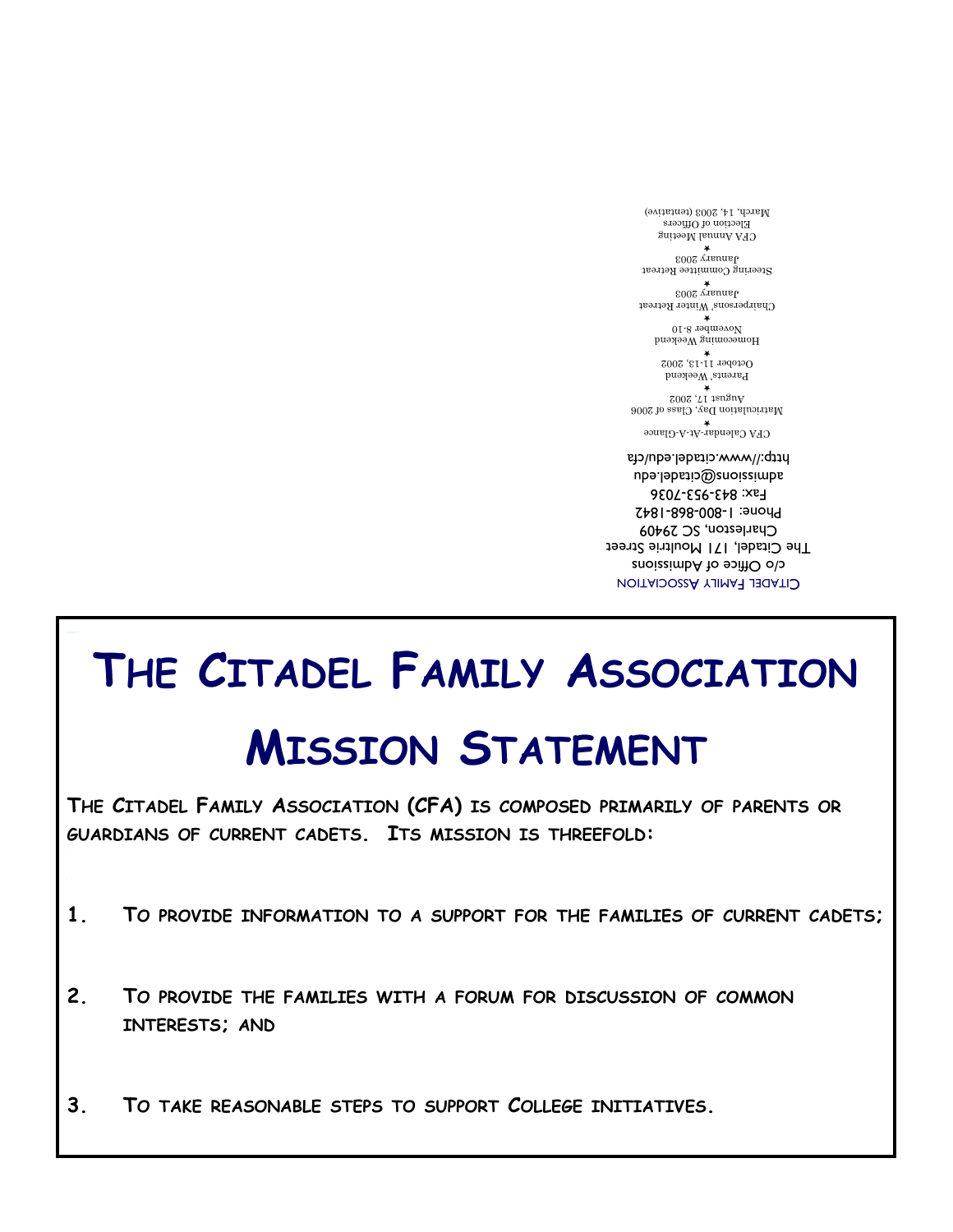Citadel Family Association

c/o Office of Admissions

The Citadel, 171 Moultrie Street

Charleston, SC 29409

Phone: 1-800-868-1842

Fax: 843-953-7036

admissions@citadel.edu

http://www.citadel.edu/cfa

CFA Calendar-At-A-Glance

★

Matriculation Day, Class of 2006

August 17, 2002

★

Parents' Weekend

October 11-13, 2002

★

Homecoming Weekend

November 8-10

★

Chairpersons' Winter Retreat

January 2003

★

Steering Committee Retreat

January 2003

★

CFA Annual Meeting

Election of Officers

March, 14, 2003 (tentative)

# The Citadel Family Association Mission Statement

**The Citadel Family Association (CFA) is composed primarily of parents or guardians of current cadets. Its mission is threefold:**

1. **To provide information to a support for the families of current cadets;**
2. **To provide the families with a forum for discussion of common interests; and**
3. **To take reasonable steps to support College initiatives.**